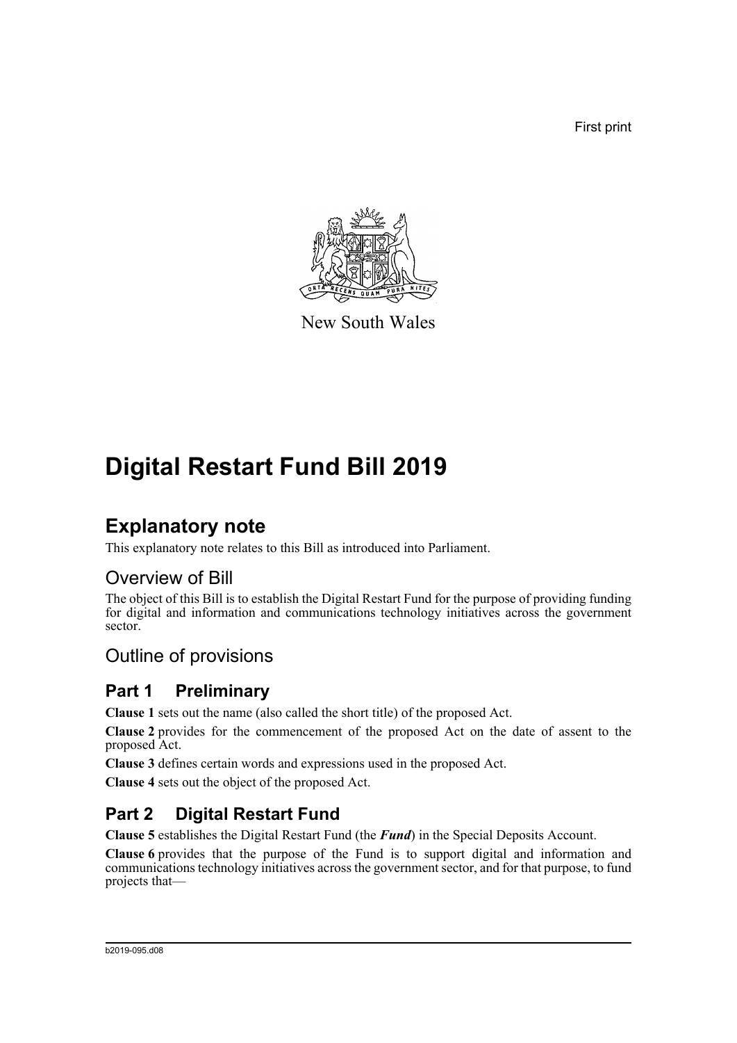First print

New South Wales

# Digital Restart Fund Bill 2019

## Explanatory note

This explanatory note relates to this Bill as introduced into Parliament.

### Overview of Bill

The object of this Bill is to establish the Digital Restart Fund for the purpose of providing funding for digital and information and communications technology initiatives across the government sector.

### Outline of provisions

### Part 1 Preliminary

**Clause 1** sets out the name (also called the short title) of the proposed Act.

**Clause 2** provides for the commencement of the proposed Act on the date of assent to the proposed Act.

**Clause 3** defines certain words and expressions used in the proposed Act.

**Clause 4** sets out the object of the proposed Act.

### Part 2 Digital Restart Fund

**Clause 5** establishes the Digital Restart Fund (the ***Fund***) in the Special Deposits Account.

**Clause 6** provides that the purpose of the Fund is to support digital and information and communications technology initiatives across the government sector, and for that purpose, to fund projects that—

b2019-095.d08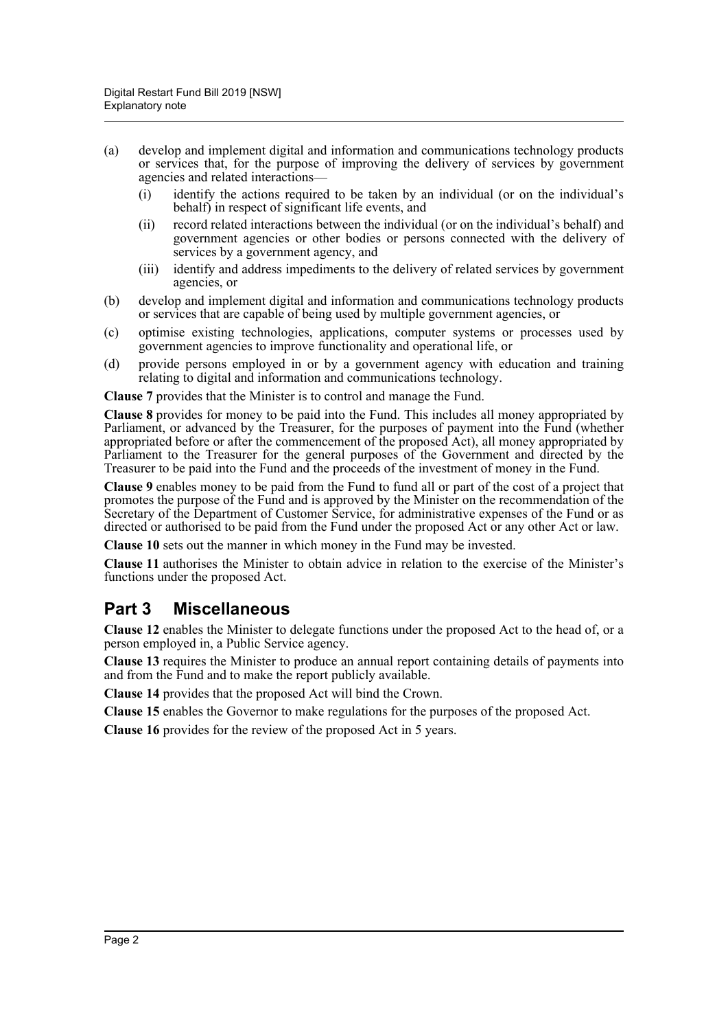(a) develop and implement digital and information and communications technology products or services that, for the purpose of improving the delivery of services by government agencies and related interactions—
   (i) identify the actions required to be taken by an individual (or on the individual's behalf) in respect of significant life events, and
   (ii) record related interactions between the individual (or on the individual's behalf) and government agencies or other bodies or persons connected with the delivery of services by a government agency, and
   (iii) identify and address impediments to the delivery of related services by government agencies, or

(b) develop and implement digital and information and communications technology products or services that are capable of being used by multiple government agencies, or

(c) optimise existing technologies, applications, computer systems or processes used by government agencies to improve functionality and operational life, or

(d) provide persons employed in or by a government agency with education and training relating to digital and information and communications technology.

**Clause 7** provides that the Minister is to control and manage the Fund.

**Clause 8** provides for money to be paid into the Fund. This includes all money appropriated by Parliament, or advanced by the Treasurer, for the purposes of payment into the Fund (whether appropriated before or after the commencement of the proposed Act), all money appropriated by Parliament to the Treasurer for the general purposes of the Government and directed by the Treasurer to be paid into the Fund and the proceeds of the investment of money in the Fund.

**Clause 9** enables money to be paid from the Fund to fund all or part of the cost of a project that promotes the purpose of the Fund and is approved by the Minister on the recommendation of the Secretary of the Department of Customer Service, for administrative expenses of the Fund or as directed or authorised to be paid from the Fund under the proposed Act or any other Act or law.

**Clause 10** sets out the manner in which money in the Fund may be invested.

**Clause 11** authorises the Minister to obtain advice in relation to the exercise of the Minister's functions under the proposed Act.

## Part 3 Miscellaneous

**Clause 12** enables the Minister to delegate functions under the proposed Act to the head of, or a person employed in, a Public Service agency.

**Clause 13** requires the Minister to produce an annual report containing details of payments into and from the Fund and to make the report publicly available.

**Clause 14** provides that the proposed Act will bind the Crown.

**Clause 15** enables the Governor to make regulations for the purposes of the proposed Act.

**Clause 16** provides for the review of the proposed Act in 5 years.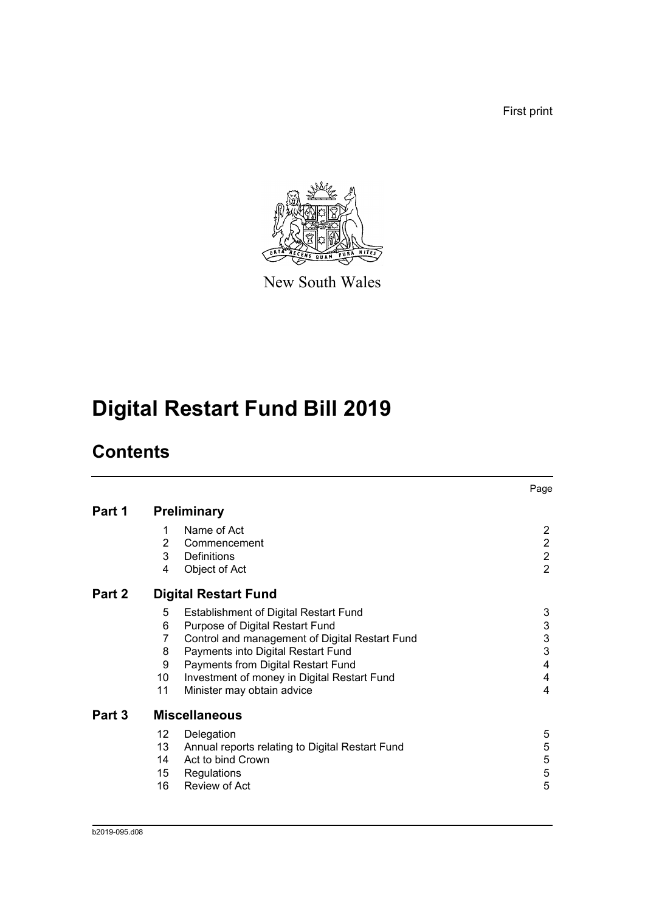First print

New South Wales

# Digital Restart Fund Bill 2019

## Contents

| | | | Page |
|---|---|---|---|
| **Part 1** | **Preliminary** | | |
| | 1 | Name of Act | 2 |
| | 2 | Commencement | 2 |
| | 3 | Definitions | 2 |
| | 4 | Object of Act | 2 |
| **Part 2** | **Digital Restart Fund** | | |
| | 5 | Establishment of Digital Restart Fund | 3 |
| | 6 | Purpose of Digital Restart Fund | 3 |
| | 7 | Control and management of Digital Restart Fund | 3 |
| | 8 | Payments into Digital Restart Fund | 3 |
| | 9 | Payments from Digital Restart Fund | 4 |
| | 10 | Investment of money in Digital Restart Fund | 4 |
| | 11 | Minister may obtain advice | 4 |
| **Part 3** | **Miscellaneous** | | |
| | 12 | Delegation | 5 |
| | 13 | Annual reports relating to Digital Restart Fund | 5 |
| | 14 | Act to bind Crown | 5 |
| | 15 | Regulations | 5 |
| | 16 | Review of Act | 5 |

b2019-095.d08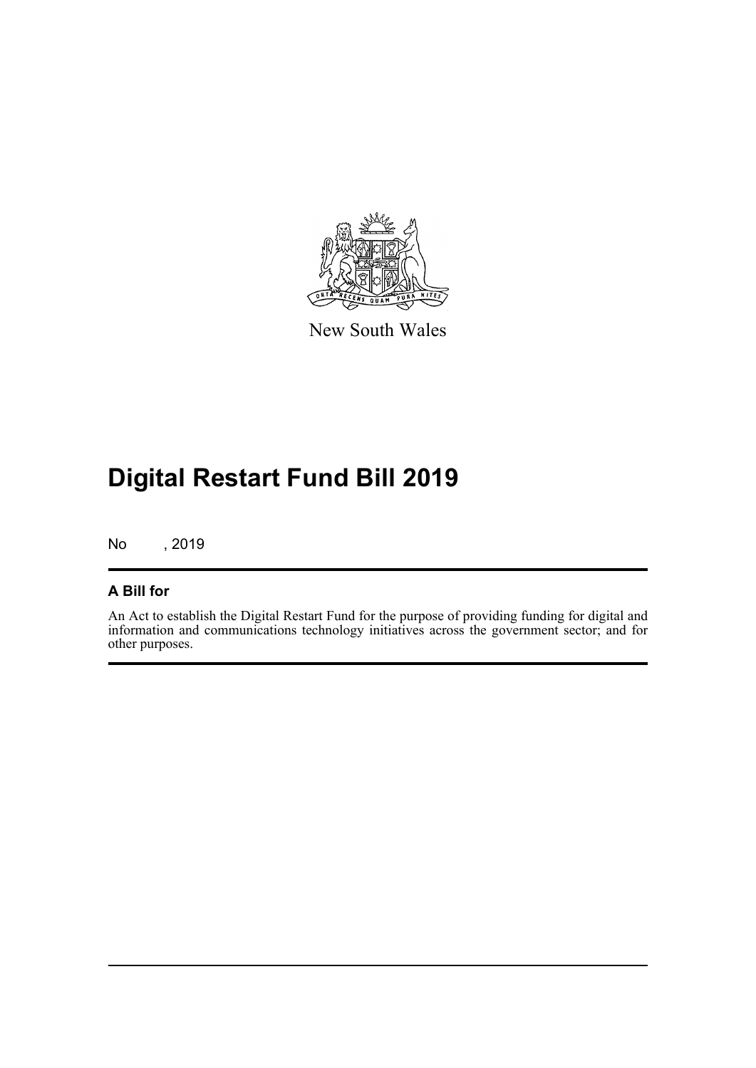New South Wales

# Digital Restart Fund Bill 2019

No , 2019

## A Bill for

An Act to establish the Digital Restart Fund for the purpose of providing funding for digital and information and communications technology initiatives across the government sector; and for other purposes.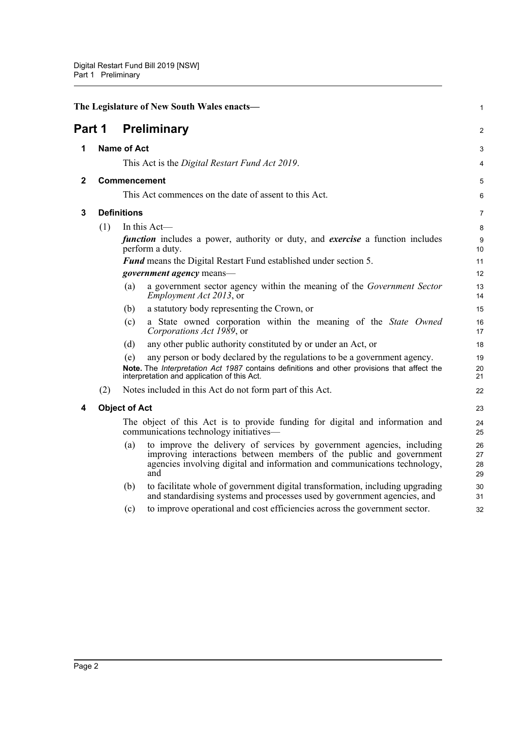The Legislature of New South Wales enacts—

# Part 1 Preliminary

## 1 Name of Act

This Act is the *Digital Restart Fund Act 2019*.

## 2 Commencement

This Act commences on the date of assent to this Act.

## 3 Definitions

(1) In this Act—

***function*** includes a power, authority or duty, and ***exercise*** a function includes perform a duty.

***Fund*** means the Digital Restart Fund established under section 5.

***government agency*** means—

(a) a government sector agency within the meaning of the *Government Sector Employment Act 2013*, or

(b) a statutory body representing the Crown, or

(c) a State owned corporation within the meaning of the *State Owned Corporations Act 1989*, or

(d) any other public authority constituted by or under an Act, or

(e) any person or body declared by the regulations to be a government agency.

**Note.** The *Interpretation Act 1987* contains definitions and other provisions that affect the interpretation and application of this Act.

(2) Notes included in this Act do not form part of this Act.

## 4 Object of Act

The object of this Act is to provide funding for digital and information and communications technology initiatives—

(a) to improve the delivery of services by government agencies, including improving interactions between members of the public and government agencies involving digital and information and communications technology, and

(b) to facilitate whole of government digital transformation, including upgrading and standardising systems and processes used by government agencies, and

(c) to improve operational and cost efficiencies across the government sector.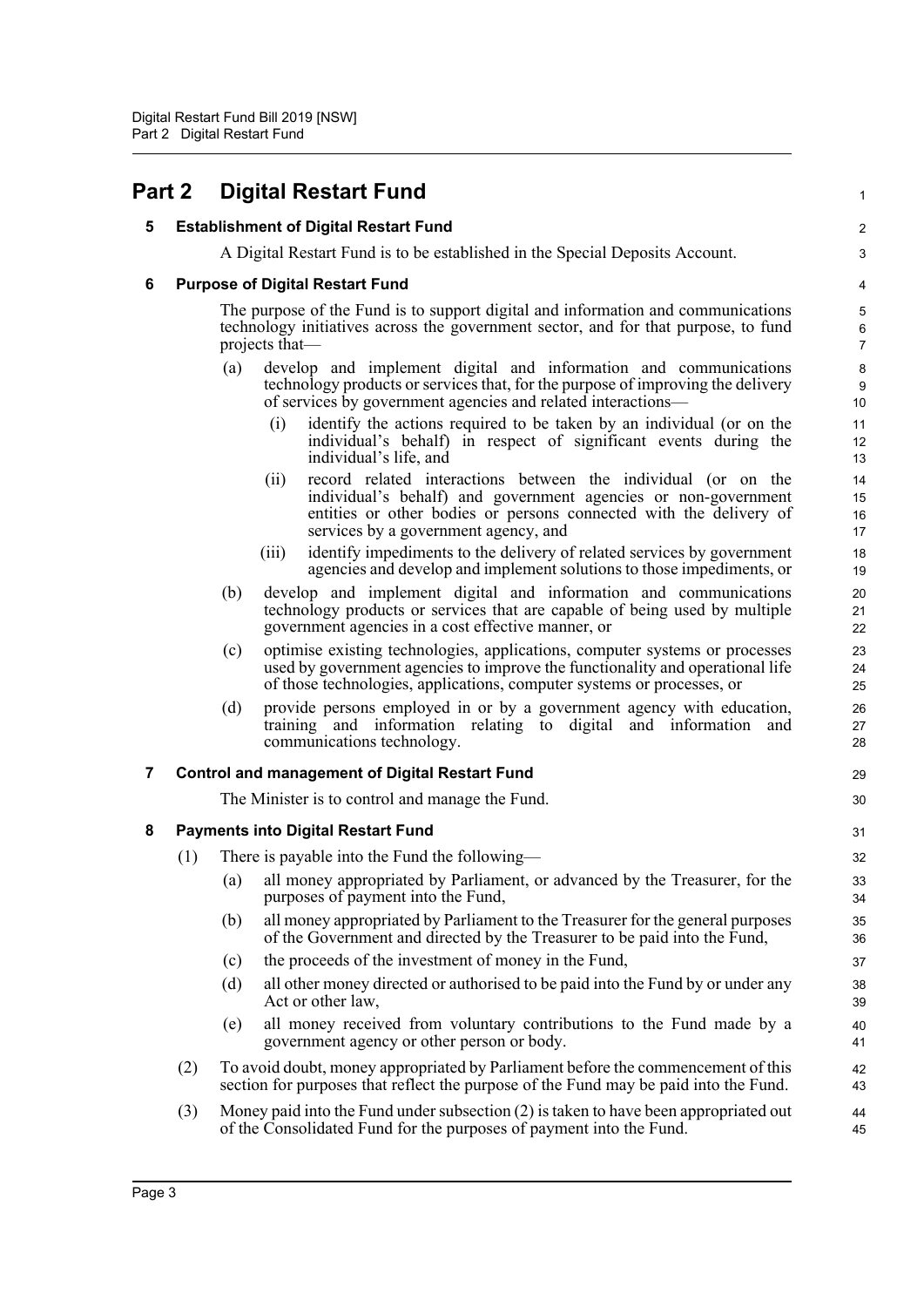# Part 2 Digital Restart Fund

## 5 Establishment of Digital Restart Fund

A Digital Restart Fund is to be established in the Special Deposits Account.

## 6 Purpose of Digital Restart Fund

The purpose of the Fund is to support digital and information and communications technology initiatives across the government sector, and for that purpose, to fund projects that—

- (a) develop and implement digital and information and communications technology products or services that, for the purpose of improving the delivery of services by government agencies and related interactions—
  - (i) identify the actions required to be taken by an individual (or on the individual's behalf) in respect of significant events during the individual's life, and
  - (ii) record related interactions between the individual (or on the individual's behalf) and government agencies or non-government entities or other bodies or persons connected with the delivery of services by a government agency, and
  - (iii) identify impediments to the delivery of related services by government agencies and develop and implement solutions to those impediments, or
- (b) develop and implement digital and information and communications technology products or services that are capable of being used by multiple government agencies in a cost effective manner, or
- (c) optimise existing technologies, applications, computer systems or processes used by government agencies to improve the functionality and operational life of those technologies, applications, computer systems or processes, or
- (d) provide persons employed in or by a government agency with education, training and information relating to digital and information and communications technology.

## 7 Control and management of Digital Restart Fund

The Minister is to control and manage the Fund.

## 8 Payments into Digital Restart Fund

(1) There is payable into the Fund the following—

- (a) all money appropriated by Parliament, or advanced by the Treasurer, for the purposes of payment into the Fund,
- (b) all money appropriated by Parliament to the Treasurer for the general purposes of the Government and directed by the Treasurer to be paid into the Fund,
- (c) the proceeds of the investment of money in the Fund,
- (d) all other money directed or authorised to be paid into the Fund by or under any Act or other law,
- (e) all money received from voluntary contributions to the Fund made by a government agency or other person or body.

(2) To avoid doubt, money appropriated by Parliament before the commencement of this section for purposes that reflect the purpose of the Fund may be paid into the Fund.

(3) Money paid into the Fund under subsection (2) is taken to have been appropriated out of the Consolidated Fund for the purposes of payment into the Fund.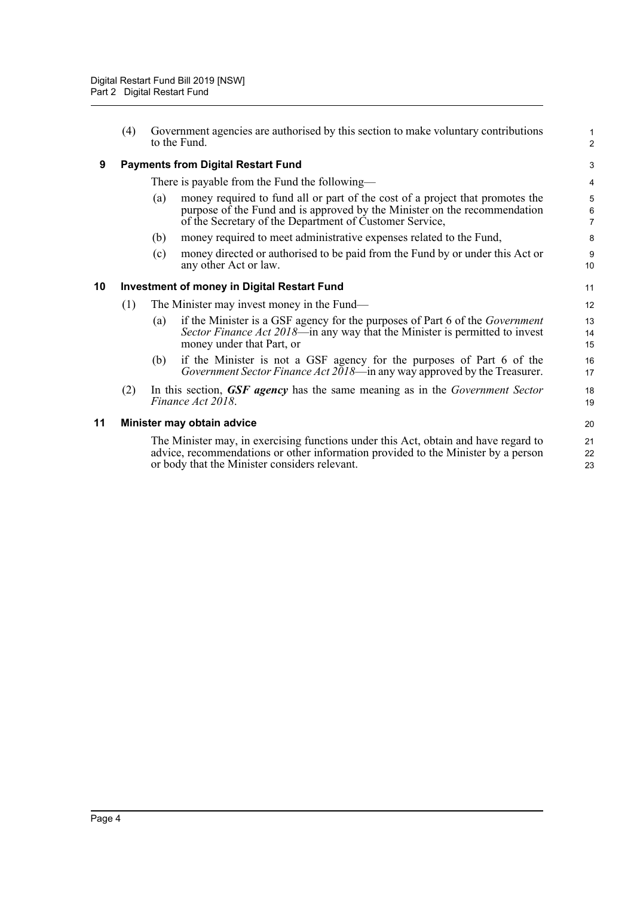(4) Government agencies are authorised by this section to make voluntary contributions to the Fund.

### 9 Payments from Digital Restart Fund

There is payable from the Fund the following—

(a) money required to fund all or part of the cost of a project that promotes the purpose of the Fund and is approved by the Minister on the recommendation of the Secretary of the Department of Customer Service,

(b) money required to meet administrative expenses related to the Fund,

(c) money directed or authorised to be paid from the Fund by or under this Act or any other Act or law.

### 10 Investment of money in Digital Restart Fund

(1) The Minister may invest money in the Fund—

(a) if the Minister is a GSF agency for the purposes of Part 6 of the *Government Sector Finance Act 2018*—in any way that the Minister is permitted to invest money under that Part, or

(b) if the Minister is not a GSF agency for the purposes of Part 6 of the *Government Sector Finance Act 2018*—in any way approved by the Treasurer.

(2) In this section, ***GSF agency*** has the same meaning as in the *Government Sector Finance Act 2018*.

### 11 Minister may obtain advice

The Minister may, in exercising functions under this Act, obtain and have regard to advice, recommendations or other information provided to the Minister by a person or body that the Minister considers relevant.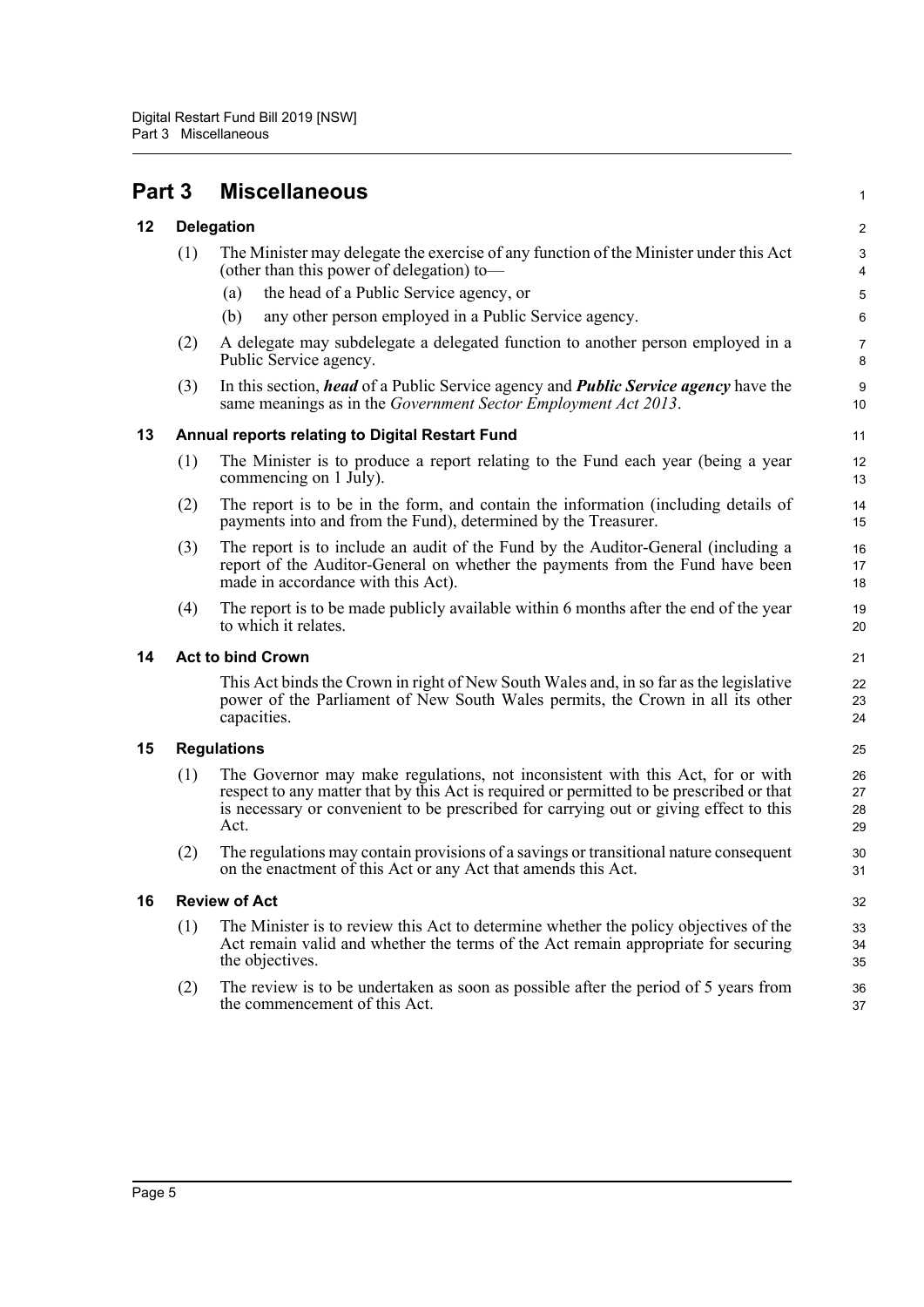# Part 3 Miscellaneous

## 12 Delegation

(1) The Minister may delegate the exercise of any function of the Minister under this Act (other than this power of delegation) to—

(a) the head of a Public Service agency, or

(b) any other person employed in a Public Service agency.

(2) A delegate may subdelegate a delegated function to another person employed in a Public Service agency.

(3) In this section, ***head*** of a Public Service agency and ***Public Service agency*** have the same meanings as in the *Government Sector Employment Act 2013*.

## 13 Annual reports relating to Digital Restart Fund

(1) The Minister is to produce a report relating to the Fund each year (being a year commencing on 1 July).

(2) The report is to be in the form, and contain the information (including details of payments into and from the Fund), determined by the Treasurer.

(3) The report is to include an audit of the Fund by the Auditor-General (including a report of the Auditor-General on whether the payments from the Fund have been made in accordance with this Act).

(4) The report is to be made publicly available within 6 months after the end of the year to which it relates.

## 14 Act to bind Crown

This Act binds the Crown in right of New South Wales and, in so far as the legislative power of the Parliament of New South Wales permits, the Crown in all its other capacities.

## 15 Regulations

(1) The Governor may make regulations, not inconsistent with this Act, for or with respect to any matter that by this Act is required or permitted to be prescribed or that is necessary or convenient to be prescribed for carrying out or giving effect to this Act.

(2) The regulations may contain provisions of a savings or transitional nature consequent on the enactment of this Act or any Act that amends this Act.

## 16 Review of Act

(1) The Minister is to review this Act to determine whether the policy objectives of the Act remain valid and whether the terms of the Act remain appropriate for securing the objectives.

(2) The review is to be undertaken as soon as possible after the period of 5 years from the commencement of this Act.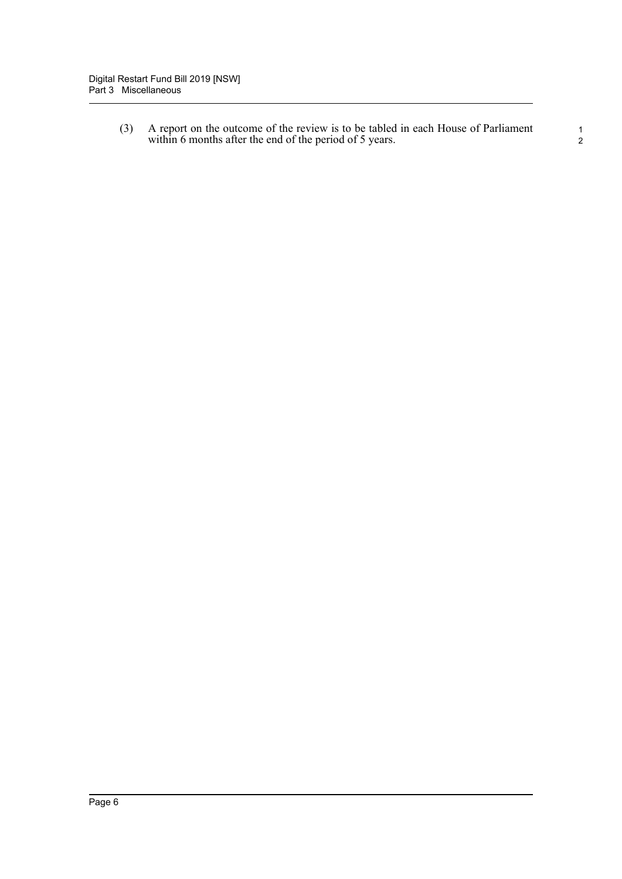(3) A report on the outcome of the review is to be tabled in each House of Parliament within 6 months after the end of the period of 5 years.